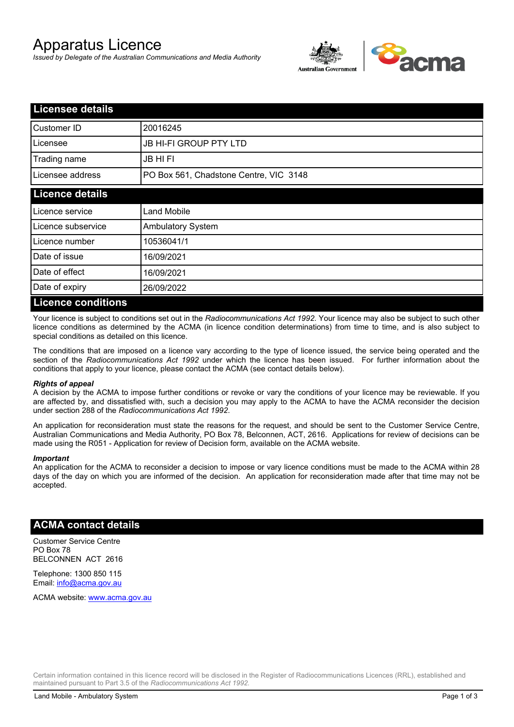# Apparatus Licence

*Issued by Delegate of the Australian Communications and Media Authority*

## Licensee details

| | |
|---|---|
| Customer ID | 20016245 |
| Licensee | JB HI-FI GROUP PTY LTD |
| Trading name | JB HI FI |
| Licensee address | PO Box 561, Chadstone Centre, VIC 3148 |

## Licence details

| | |
|---|---|
| Licence service | Land Mobile |
| Licence subservice | Ambulatory System |
| Licence number | 10536041/1 |
| Date of issue | 16/09/2021 |
| Date of effect | 16/09/2021 |
| Date of expiry | 26/09/2022 |

## Licence conditions

Your licence is subject to conditions set out in the *Radiocommunications Act 1992*. Your licence may also be subject to such other licence conditions as determined by the ACMA (in licence condition determinations) from time to time, and is also subject to special conditions as detailed on this licence.

The conditions that are imposed on a licence vary according to the type of licence issued, the service being operated and the section of the *Radiocommunications Act 1992* under which the licence has been issued. For further information about the conditions that apply to your licence, please contact the ACMA (see contact details below).

***Rights of appeal***

A decision by the ACMA to impose further conditions or revoke or vary the conditions of your licence may be reviewable. If you are affected by, and dissatisfied with, such a decision you may apply to the ACMA to have the ACMA reconsider the decision under section 288 of the *Radiocommunications Act 1992*.

An application for reconsideration must state the reasons for the request, and should be sent to the Customer Service Centre, Australian Communications and Media Authority, PO Box 78, Belconnen, ACT, 2616. Applications for review of decisions can be made using the R051 - Application for review of Decision form, available on the ACMA website.

***Important***

An application for the ACMA to reconsider a decision to impose or vary licence conditions must be made to the ACMA within 28 days of the day on which you are informed of the decision. An application for reconsideration made after that time may not be accepted.

## ACMA contact details

Customer Service Centre
PO Box 78
BELCONNEN ACT 2616

Telephone: 1300 850 115
Email: info@acma.gov.au

ACMA website: www.acma.gov.au

Certain information contained in this licence record will be disclosed in the Register of Radiocommunications Licences (RRL), established and maintained pursuant to Part 3.5 of the *Radiocommunications Act 1992.*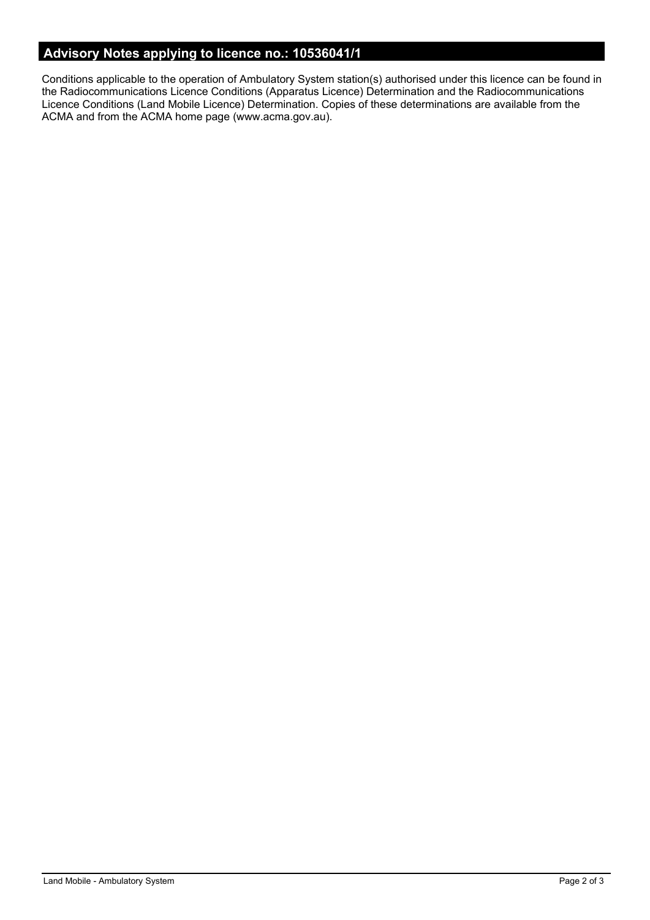## Advisory Notes applying to licence no.: 10536041/1

Conditions applicable to the operation of Ambulatory System station(s) authorised under this licence can be found in the Radiocommunications Licence Conditions (Apparatus Licence) Determination and the Radiocommunications Licence Conditions (Land Mobile Licence) Determination. Copies of these determinations are available from the ACMA and from the ACMA home page (www.acma.gov.au).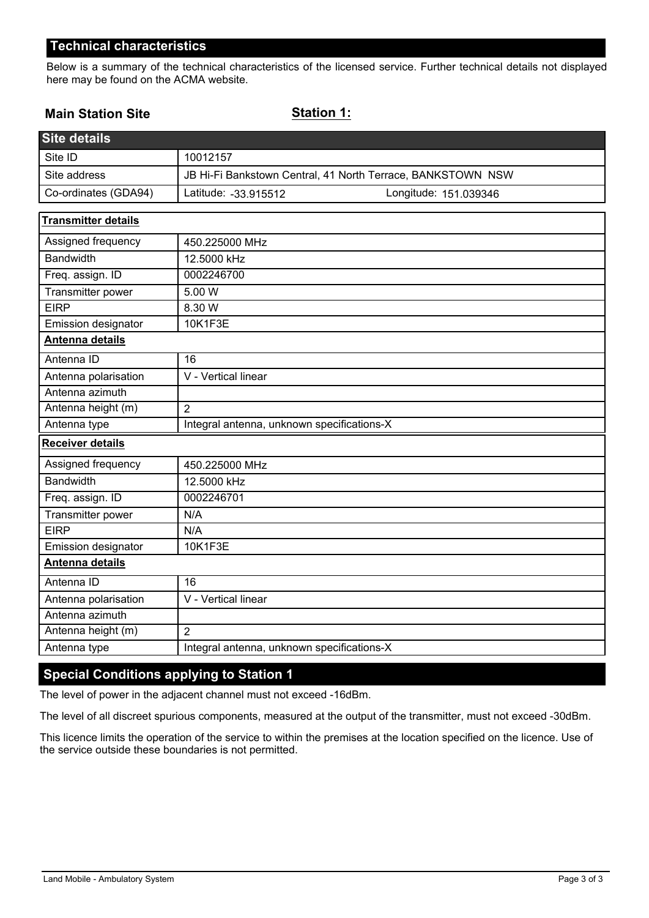## Technical characteristics

Below is a summary of the technical characteristics of the licensed service. Further technical details not displayed here may be found on the ACMA website.

**Main Station Site** **Station 1:**

| Site details | |
|---|---|
| Site ID | 10012157 |
| Site address | JB Hi-Fi Bankstown Central, 41 North Terrace, BANKSTOWN NSW |
| Co-ordinates (GDA94) | Latitude: -33.915512 Longitude: 151.039346 |

| Transmitter details | |
|---|---|
| Assigned frequency | 450.225000 MHz |
| Bandwidth | 12.5000 kHz |
| Freq. assign. ID | 0002246700 |
| Transmitter power | 5.00 W |
| EIRP | 8.30 W |
| Emission designator | 10K1F3E |
| **Antenna details** | |
| Antenna ID | 16 |
| Antenna polarisation | V - Vertical linear |
| Antenna azimuth | |
| Antenna height (m) | 2 |
| Antenna type | Integral antenna, unknown specifications-X |

| Receiver details | |
|---|---|
| Assigned frequency | 450.225000 MHz |
| Bandwidth | 12.5000 kHz |
| Freq. assign. ID | 0002246701 |
| Transmitter power | N/A |
| EIRP | N/A |
| Emission designator | 10K1F3E |
| **Antenna details** | |
| Antenna ID | 16 |
| Antenna polarisation | V - Vertical linear |
| Antenna azimuth | |
| Antenna height (m) | 2 |
| Antenna type | Integral antenna, unknown specifications-X |

## Special Conditions applying to Station 1

The level of power in the adjacent channel must not exceed -16dBm.

The level of all discreet spurious components, measured at the output of the transmitter, must not exceed -30dBm.

This licence limits the operation of the service to within the premises at the location specified on the licence. Use of the service outside these boundaries is not permitted.